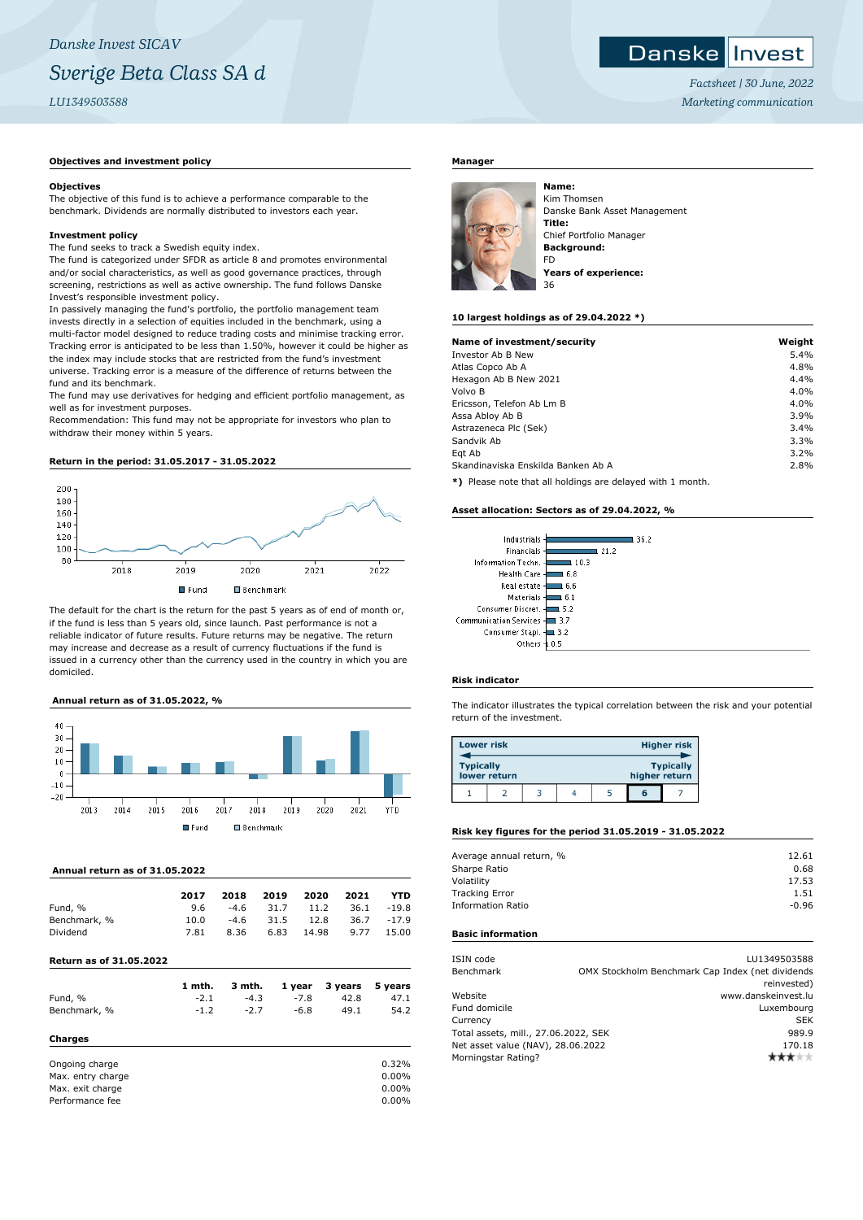*Danske Invest SICAV*

# *Sverige Beta Class SA d*

*LU1349503588*

Danske Invest

*Factsheet | 30 June, 2022*

*Marketing communication*

## Objectives and investment policy

**Objectives**

The objective of this fund is to achieve a performance comparable to the benchmark. Dividends are normally distributed to investors each year.

**Investment policy**

The fund seeks to track a Swedish equity index.

The fund is categorized under SFDR as article 8 and promotes environmental and/or social characteristics, as well as good governance practices, through screening, restrictions as well as active ownership. The fund follows Danske Invest's responsible investment policy.

In passively managing the fund's portfolio, the portfolio management team invests directly in a selection of equities included in the benchmark, using a multi-factor model designed to reduce trading costs and minimise tracking error. Tracking error is anticipated to be less than 1.50%, however it could be higher as the index may include stocks that are restricted from the fund's investment universe. Tracking error is a measure of the difference of returns between the fund and its benchmark.

The fund may use derivatives for hedging and efficient portfolio management, as well as for investment purposes.

Recommendation: This fund may not be appropriate for investors who plan to withdraw their money within 5 years.

## Return in the period: 31.05.2017 - 31.05.2022

Fund | Benchmark

The default for the chart is the return for the past 5 years as of end of month or, if the fund is less than 5 years old, since launch. Past performance is not a reliable indicator of future results. Future returns may be negative. The return may increase and decrease as a result of currency fluctuations if the fund is issued in a currency other than the currency used in the country in which you are domiciled.

## Annual return as of 31.05.2022, %

Fund | Benchmark

## Annual return as of 31.05.2022

| | 2017 | 2018 | 2019 | 2020 | 2021 | YTD |
|---|---|---|---|---|---|---|
| Fund, % | 9.6 | -4.6 | 31.7 | 11.2 | 36.1 | -19.8 |
| Benchmark, % | 10.0 | -4.6 | 31.5 | 12.8 | 36.7 | -17.9 |
| Dividend | 7.81 | 8.36 | 6.83 | 14.98 | 9.77 | 15.00 |

## Return as of 31.05.2022

| | 1 mth. | 3 mth. | 1 year | 3 years | 5 years |
|---|---|---|---|---|---|
| Fund, % | -2.1 | -4.3 | -7.8 | 42.8 | 47.1 |
| Benchmark, % | -1.2 | -2.7 | -6.8 | 49.1 | 54.2 |

## Charges

| | |
|---|---|
| Ongoing charge | 0.32% |
| Max. entry charge | 0.00% |
| Max. exit charge | 0.00% |
| Performance fee | 0.00% |

## Manager

**Name:**
Kim Thomsen
Danske Bank Asset Management
**Title:**
Chief Portfolio Manager
**Background:**
FD
**Years of experience:**
36

## 10 largest holdings as of 29.04.2022 *)

| Name of investment/security | Weight |
|---|---|
| Investor Ab B New | 5.4% |
| Atlas Copco Ab A | 4.8% |
| Hexagon Ab B New 2021 | 4.4% |
| Volvo B | 4.0% |
| Ericsson, Telefon Ab Lm B | 4.0% |
| Assa Abloy Ab B | 3.9% |
| Astrazeneca Plc (Sek) | 3.4% |
| Sandvik Ab | 3.3% |
| Eqt Ab | 3.2% |
| Skandinaviska Enskilda Banken Ab A | 2.8% |

**\*)** Please note that all holdings are delayed with 1 month.

## Asset allocation: Sectors as of 29.04.2022, %

| Sector | % |
|---|---|
| Industrials | 36.2 |
| Financials | 21.2 |
| Information Techn. | 10.3 |
| Health Care | 6.8 |
| Real estate | 6.6 |
| Materials | 6.1 |
| Consumer Discret. | 5.2 |
| Communication Services | 3.7 |
| Consumer Stapl. | 3.2 |
| Others | 0.5 |

## Risk indicator

The indicator illustrates the typical correlation between the risk and your potential return of the investment.

| Lower risk | | | | | | Higher risk |
|---|---|---|---|---|---|---|
| Typically lower return | | | | | | Typically higher return |
| 1 | 2 | 3 | 4 | 5 | **6** | 7 |

## Risk key figures for the period 31.05.2019 - 31.05.2022

| | |
|---|---|
| Average annual return, % | 12.61 |
| Sharpe Ratio | 0.68 |
| Volatility | 17.53 |
| Tracking Error | 1.51 |
| Information Ratio | -0.96 |

## Basic information

| | |
|---|---|
| ISIN code | LU1349503588 |
| Benchmark | OMX Stockholm Benchmark Cap Index (net dividends reinvested) |
| Website | www.danskeinvest.lu |
| Fund domicile | Luxembourg |
| Currency | SEK |
| Total assets, mill., 27.06.2022, SEK | 989.9 |
| Net asset value (NAV), 28.06.2022 | 170.18 |
| Morningstar Rating? | ★★★☆☆ |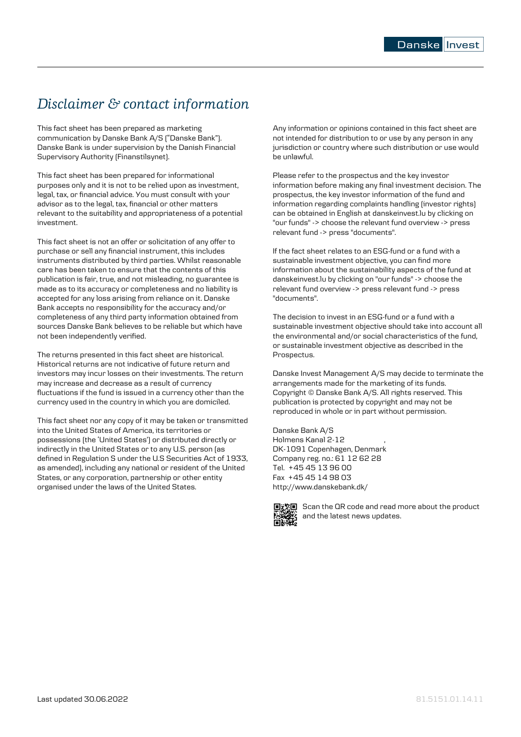# *Disclaimer & contact information*

This fact sheet has been prepared as marketing communication by Danske Bank A/S ("Danske Bank"). Danske Bank is under supervision by the Danish Financial Supervisory Authority (Finanstilsynet).

This fact sheet has been prepared for informational purposes only and it is not to be relied upon as investment, legal, tax, or financial advice. You must consult with your advisor as to the legal, tax, financial or other matters relevant to the suitability and appropriateness of a potential investment.

This fact sheet is not an offer or solicitation of any offer to purchase or sell any financial instrument, this includes instruments distributed by third parties. Whilst reasonable care has been taken to ensure that the contents of this publication is fair, true, and not misleading, no guarantee is made as to its accuracy or completeness and no liability is accepted for any loss arising from reliance on it. Danske Bank accepts no responsibility for the accuracy and/or completeness of any third party information obtained from sources Danske Bank believes to be reliable but which have not been independently verified.

The returns presented in this fact sheet are historical. Historical returns are not indicative of future return and investors may incur losses on their investments. The return may increase and decrease as a result of currency fluctuations if the fund is issued in a currency other than the currency used in the country in which you are domiciled.

This fact sheet nor any copy of it may be taken or transmitted into the United States of America, its territories or possessions (the 'United States') or distributed directly or indirectly in the United States or to any U.S. person (as defined in Regulation S under the U.S Securities Act of 1933, as amended), including any national or resident of the United States, or any corporation, partnership or other entity organised under the laws of the United States.

Any information or opinions contained in this fact sheet are not intended for distribution to or use by any person in any jurisdiction or country where such distribution or use would be unlawful.

Please refer to the prospectus and the key investor information before making any final investment decision. The prospectus, the key investor information of the fund and information regarding complaints handling (investor rights) can be obtained in English at danskeinvest.lu by clicking on "our funds" -> choose the relevant fund overview -> press relevant fund -> press "documents".

If the fact sheet relates to an ESG-fund or a fund with a sustainable investment objective, you can find more information about the sustainability aspects of the fund at danskeinvest.lu by clicking on "our funds" -> choose the relevant fund overview -> press relevant fund -> press "documents".

The decision to invest in an ESG-fund or a fund with a sustainable investment objective should take into account all the environmental and/or social characteristics of the fund, or sustainable investment objective as described in the Prospectus.

Danske Invest Management A/S may decide to terminate the arrangements made for the marketing of its funds. Copyright © Danske Bank A/S. All rights reserved. This publication is protected by copyright and may not be reproduced in whole or in part without permission.

Danske Bank A/S
Holmens Kanal 2-12
DK-1091 Copenhagen, Denmark
Company reg. no.: 61 12 62 28
Tel. +45 45 13 96 00
Fax +45 45 14 98 03
http://www.danskebank.dk/

Scan the QR code and read more about the product and the latest news updates.

Last updated 30.06.2022

81.5151.01.14.11